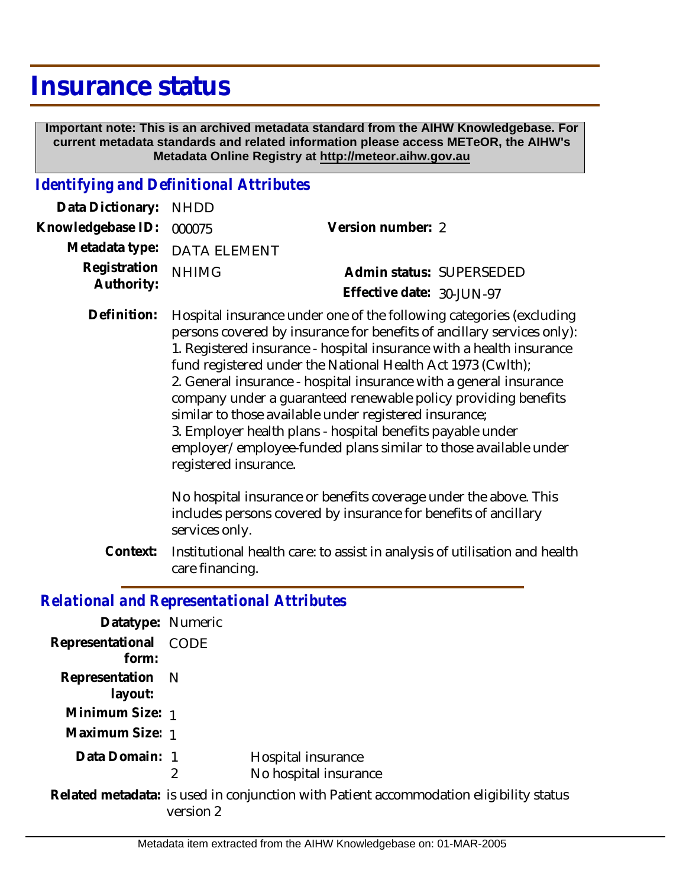# Insurance status

**Important note: This is an archived metadata standard from the AIHW Knowledgebase. For current metadata standards and related information please access METeOR, the AIHW's Metadata Online Registry at http://meteor.aihw.gov.au**

## *Identifying and Definitional Attributes*

**Data Dictionary:** NHDD

**Knowledgebase ID:** 000075

**Version number:** 2

**Metadata type:** DATA ELEMENT

**Registration Authority:** NHIMG

**Admin status:** SUPERSEDED

**Effective date:** 30-JUN-97

**Definition:** Hospital insurance under one of the following categories (excluding persons covered by insurance for benefits of ancillary services only):
1. Registered insurance - hospital insurance with a health insurance fund registered under the National Health Act 1973 (Cwlth);
2. General insurance - hospital insurance with a general insurance company under a guaranteed renewable policy providing benefits similar to those available under registered insurance;
3. Employer health plans - hospital benefits payable under employer/employee-funded plans similar to those available under registered insurance.

No hospital insurance or benefits coverage under the above. This includes persons covered by insurance for benefits of ancillary services only.

**Context:** Institutional health care: to assist in analysis of utilisation and health care financing.

## *Relational and Representational Attributes*

**Datatype:** Numeric

**Representational form:** CODE

**Representation layout:** N

**Minimum Size:** 1

**Maximum Size:** 1

**Data Domain:**

| | |
|---|---|
| 1 | Hospital insurance |
| 2 | No hospital insurance |

**Related metadata:** is used in conjunction with Patient accommodation eligibility status version 2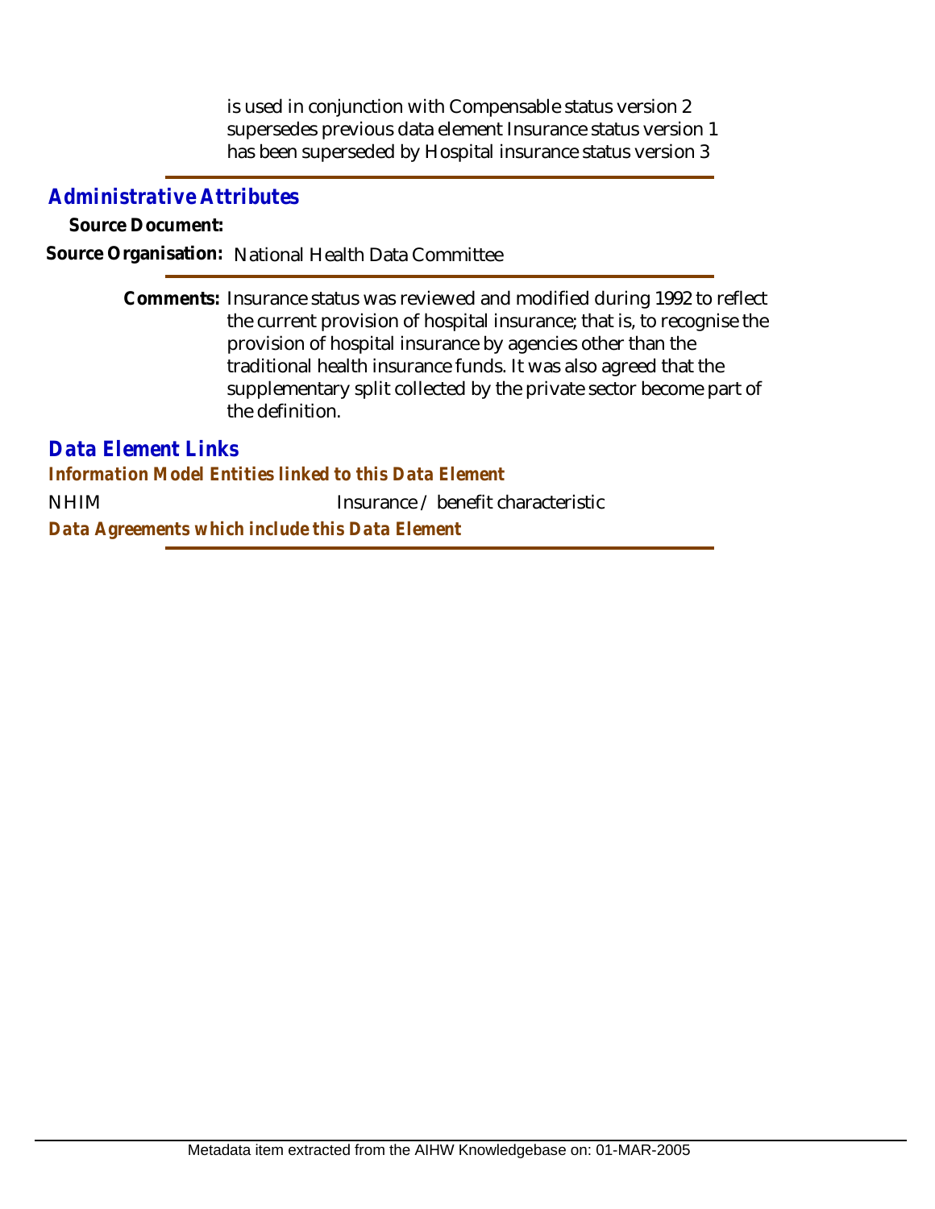is used in conjunction with Compensable status version 2
supersedes previous data element Insurance status version 1
has been superseded by Hospital insurance status version 3

## Administrative Attributes

**Source Document:**

**Source Organisation:** National Health Data Committee

**Comments:** Insurance status was reviewed and modified during 1992 to reflect the current provision of hospital insurance; that is, to recognise the provision of hospital insurance by agencies other than the traditional health insurance funds. It was also agreed that the supplementary split collected by the private sector become part of the definition.

## Data Element Links

### Information Model Entities linked to this Data Element

NHIM Insurance / benefit characteristic

### Data Agreements which include this Data Element